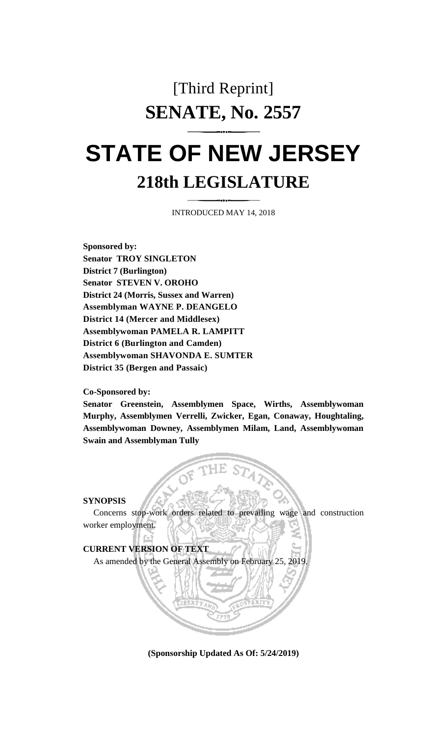# [Third Reprint]

# SENATE, No. 2557

# STATE OF NEW JERSEY

## 218th LEGISLATURE

INTRODUCED MAY 14, 2018

**Sponsored by:**
**Senator TROY SINGLETON**
**District 7 (Burlington)**
**Senator STEVEN V. OROHO**
**District 24 (Morris, Sussex and Warren)**
**Assemblyman WAYNE P. DEANGELO**
**District 14 (Mercer and Middlesex)**
**Assemblywoman PAMELA R. LAMPITT**
**District 6 (Burlington and Camden)**
**Assemblywoman SHAVONDA E. SUMTER**
**District 35 (Bergen and Passaic)**

**Co-Sponsored by:**
**Senator Greenstein, Assemblymen Space, Wirths, Assemblywoman Murphy, Assemblymen Verrelli, Zwicker, Egan, Conaway, Houghtaling, Assemblywoman Downey, Assemblymen Milam, Land, Assemblywoman Swain and Assemblyman Tully**

**SYNOPSIS**

Concerns stop-work orders related to prevailing wage and construction worker employment.

**CURRENT VERSION OF TEXT**

As amended by the General Assembly on February 25, 2019.

**(Sponsorship Updated As Of: 5/24/2019)**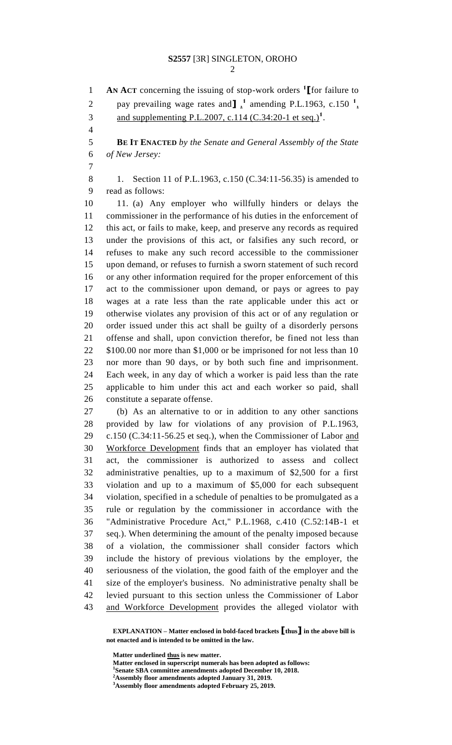AN ACT concerning the issuing of stop-work orders [1][for failure to pay prevailing wage rates and][1], amending P.L.1963, c.150 [1], and supplementing P.L.2007, c.114 (C.34:20-1 et seq.)[1].

**BE IT ENACTED** *by the Senate and General Assembly of the State of New Jersey:*

1. Section 11 of P.L.1963, c.150 (C.34:11-56.35) is amended to read as follows:

11. (a) Any employer who willfully hinders or delays the commissioner in the performance of his duties in the enforcement of this act, or fails to make, keep, and preserve any records as required under the provisions of this act, or falsifies any such record, or refuses to make any such record accessible to the commissioner upon demand, or refuses to furnish a sworn statement of such record or any other information required for the proper enforcement of this act to the commissioner upon demand, or pays or agrees to pay wages at a rate less than the rate applicable under this act or otherwise violates any provision of this act or of any regulation or order issued under this act shall be guilty of a disorderly persons offense and shall, upon conviction therefor, be fined not less than $100.00 nor more than $1,000 or be imprisoned for not less than 10 nor more than 90 days, or by both such fine and imprisonment. Each week, in any day of which a worker is paid less than the rate applicable to him under this act and each worker so paid, shall constitute a separate offense.

(b) As an alternative to or in addition to any other sanctions provided by law for violations of any provision of P.L.1963, c.150 (C.34:11-56.25 et seq.), when the Commissioner of Labor <u>and Workforce Development</u> finds that an employer has violated that act, the commissioner is authorized to assess and collect administrative penalties, up to a maximum of $2,500 for a first violation and up to a maximum of $5,000 for each subsequent violation, specified in a schedule of penalties to be promulgated as a rule or regulation by the commissioner in accordance with the "Administrative Procedure Act," P.L.1968, c.410 (C.52:14B-1 et seq.). When determining the amount of the penalty imposed because of a violation, the commissioner shall consider factors which include the history of previous violations by the employer, the seriousness of the violation, the good faith of the employer and the size of the employer's business. No administrative penalty shall be levied pursuant to this section unless the Commissioner of Labor <u>and Workforce Development</u> provides the alleged violator with

**EXPLANATION – Matter enclosed in bold-faced brackets [thus] in the above bill is not enacted and is intended to be omitted in the law.**

**Matter underlined <u>thus</u> is new matter.**
**Matter enclosed in superscript numerals has been adopted as follows:**
[1]**Senate SBA committee amendments adopted December 10, 2018.**
[2]**Assembly floor amendments adopted January 31, 2019.**
[3]**Assembly floor amendments adopted February 25, 2019.**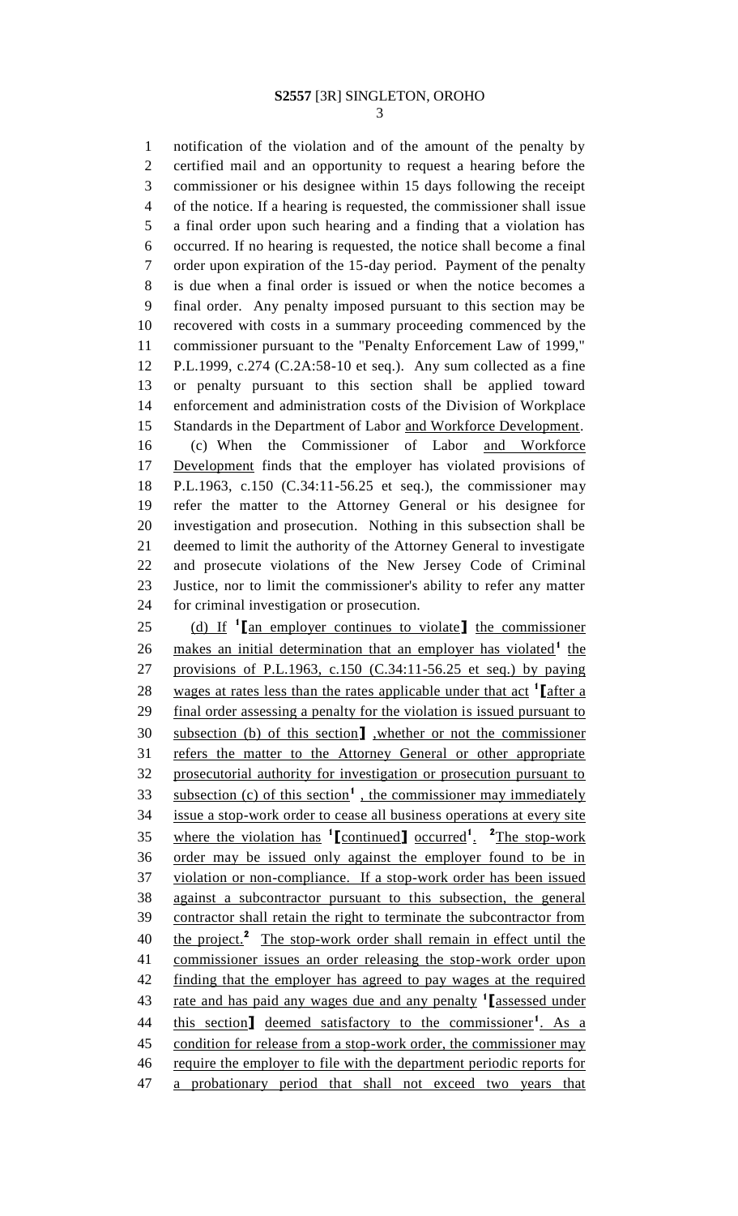notification of the violation and of the amount of the penalty by certified mail and an opportunity to request a hearing before the commissioner or his designee within 15 days following the receipt of the notice. If a hearing is requested, the commissioner shall issue a final order upon such hearing and a finding that a violation has occurred. If no hearing is requested, the notice shall become a final order upon expiration of the 15-day period. Payment of the penalty is due when a final order is issued or when the notice becomes a final order. Any penalty imposed pursuant to this section may be recovered with costs in a summary proceeding commenced by the commissioner pursuant to the "Penalty Enforcement Law of 1999," P.L.1999, c.274 (C.2A:58-10 et seq.). Any sum collected as a fine or penalty pursuant to this section shall be applied toward enforcement and administration costs of the Division of Workplace Standards in the Department of Labor and Workforce Development.

(c) When the Commissioner of Labor and Workforce Development finds that the employer has violated provisions of P.L.1963, c.150 (C.34:11-56.25 et seq.), the commissioner may refer the matter to the Attorney General or his designee for investigation and prosecution. Nothing in this subsection shall be deemed to limit the authority of the Attorney General to investigate and prosecute violations of the New Jersey Code of Criminal Justice, nor to limit the commissioner's ability to refer any matter for criminal investigation or prosecution.

(d) If [1]【an employer continues to violate】 the commissioner makes an initial determination that an employer has violated[1] the provisions of P.L.1963, c.150 (C.34:11-56.25 et seq.) by paying wages at rates less than the rates applicable under that act [1]【after a final order assessing a penalty for the violation is issued pursuant to subsection (b) of this section】 ,whether or not the commissioner refers the matter to the Attorney General or other appropriate prosecutorial authority for investigation or prosecution pursuant to subsection (c) of this section[1] , the commissioner may immediately issue a stop-work order to cease all business operations at every site where the violation has [1]【continued】 occurred[1]. [2]The stop-work order may be issued only against the employer found to be in violation or non-compliance. If a stop-work order has been issued against a subcontractor pursuant to this subsection, the general contractor shall retain the right to terminate the subcontractor from the project.[2] The stop-work order shall remain in effect until the commissioner issues an order releasing the stop-work order upon finding that the employer has agreed to pay wages at the required rate and has paid any wages due and any penalty [1]【assessed under this section】 deemed satisfactory to the commissioner[1]. As a condition for release from a stop-work order, the commissioner may require the employer to file with the department periodic reports for a probationary period that shall not exceed two years that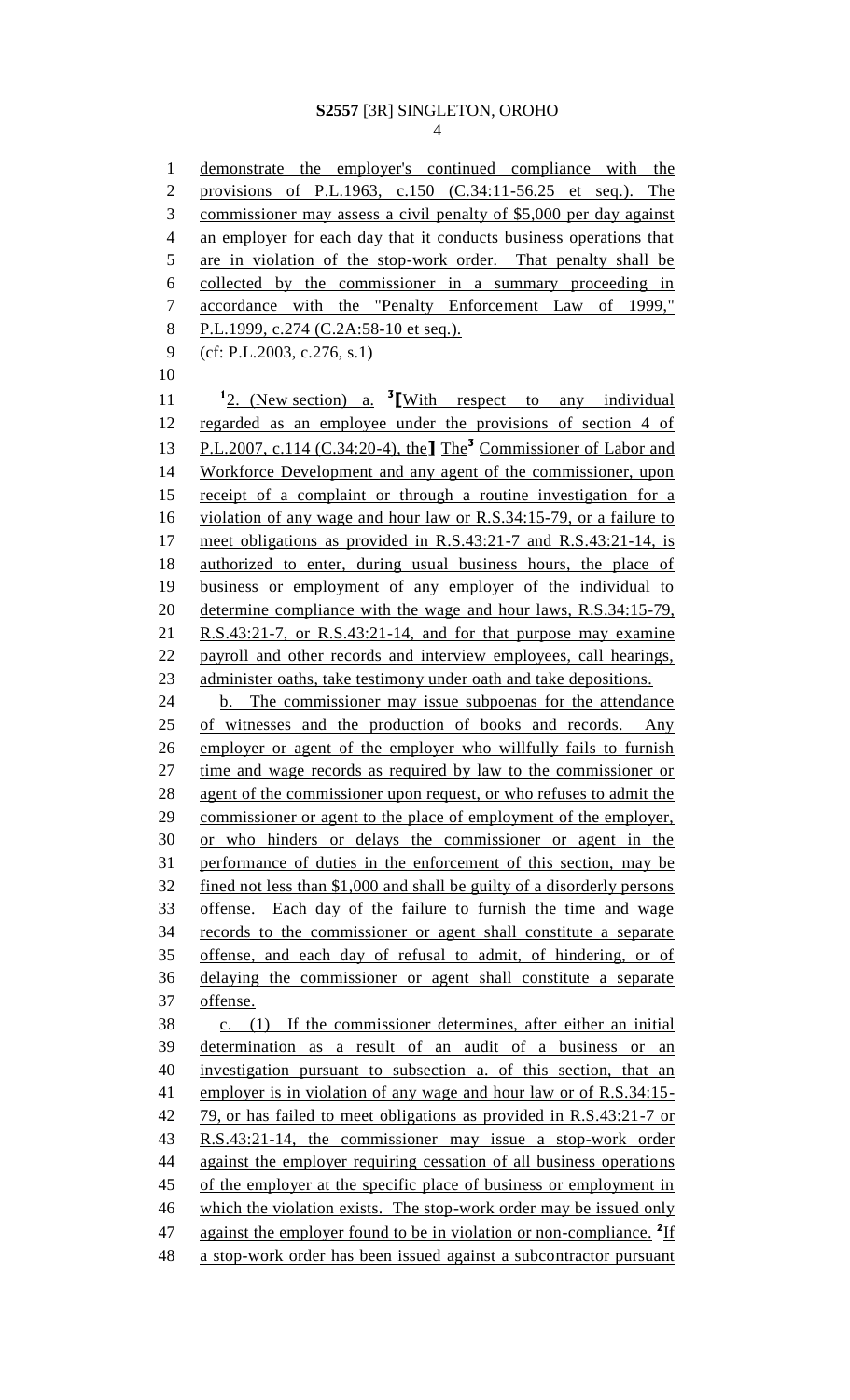demonstrate the employer's continued compliance with the provisions of P.L.1963, c.150 (C.34:11-56.25 et seq.). The commissioner may assess a civil penalty of $5,000 per day against an employer for each day that it conducts business operations that are in violation of the stop-work order. That penalty shall be collected by the commissioner in a summary proceeding in accordance with the "Penalty Enforcement Law of 1999," P.L.1999, c.274 (C.2A:58-10 et seq.).

(cf: P.L.2003, c.276, s.1)

[1]2. (New section) a. [3][With respect to any individual regarded as an employee under the provisions of section 4 of P.L.2007, c.114 (C.34:20-4), the] The[3] Commissioner of Labor and Workforce Development and any agent of the commissioner, upon receipt of a complaint or through a routine investigation for a violation of any wage and hour law or R.S.34:15-79, or a failure to meet obligations as provided in R.S.43:21-7 and R.S.43:21-14, is authorized to enter, during usual business hours, the place of business or employment of any employer of the individual to determine compliance with the wage and hour laws, R.S.34:15-79, R.S.43:21-7, or R.S.43:21-14, and for that purpose may examine payroll and other records and interview employees, call hearings, administer oaths, take testimony under oath and take depositions.

b. The commissioner may issue subpoenas for the attendance of witnesses and the production of books and records. Any employer or agent of the employer who willfully fails to furnish time and wage records as required by law to the commissioner or agent of the commissioner upon request, or who refuses to admit the commissioner or agent to the place of employment of the employer, or who hinders or delays the commissioner or agent in the performance of duties in the enforcement of this section, may be fined not less than $1,000 and shall be guilty of a disorderly persons offense. Each day of the failure to furnish the time and wage records to the commissioner or agent shall constitute a separate offense, and each day of refusal to admit, of hindering, or of delaying the commissioner or agent shall constitute a separate offense.

c. (1) If the commissioner determines, after either an initial determination as a result of an audit of a business or an investigation pursuant to subsection a. of this section, that an employer is in violation of any wage and hour law or of R.S.34:15-79, or has failed to meet obligations as provided in R.S.43:21-7 or R.S.43:21-14, the commissioner may issue a stop-work order against the employer requiring cessation of all business operations of the employer at the specific place of business or employment in which the violation exists. The stop-work order may be issued only against the employer found to be in violation or non-compliance. [2]If a stop-work order has been issued against a subcontractor pursuant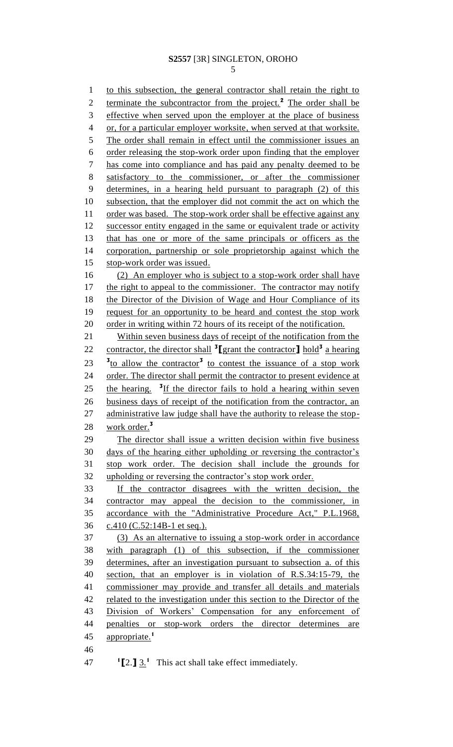to this subsection, the general contractor shall retain the right to terminate the subcontractor from the project.[2] The order shall be effective when served upon the employer at the place of business or, for a particular employer worksite, when served at that worksite. The order shall remain in effect until the commissioner issues an order releasing the stop-work order upon finding that the employer has come into compliance and has paid any penalty deemed to be satisfactory to the commissioner, or after the commissioner determines, in a hearing held pursuant to paragraph (2) of this subsection, that the employer did not commit the act on which the order was based. The stop-work order shall be effective against any successor entity engaged in the same or equivalent trade or activity that has one or more of the same principals or officers as the corporation, partnership or sole proprietorship against which the stop-work order was issued.

(2) An employer who is subject to a stop-work order shall have the right to appeal to the commissioner. The contractor may notify the Director of the Division of Wage and Hour Compliance of its request for an opportunity to be heard and contest the stop work order in writing within 72 hours of its receipt of the notification.

Within seven business days of receipt of the notification from the contractor, the director shall [3]【grant the contractor】 hold[3] a hearing [3]to allow the contractor[3] to contest the issuance of a stop work order. The director shall permit the contractor to present evidence at the hearing. [3]If the director fails to hold a hearing within seven business days of receipt of the notification from the contractor, an administrative law judge shall have the authority to release the stop-work order.[3]

The director shall issue a written decision within five business days of the hearing either upholding or reversing the contractor's stop work order. The decision shall include the grounds for upholding or reversing the contractor's stop work order.

If the contractor disagrees with the written decision, the contractor may appeal the decision to the commissioner, in accordance with the "Administrative Procedure Act," P.L.1968, c.410 (C.52:14B-1 et seq.).

(3) As an alternative to issuing a stop-work order in accordance with paragraph (1) of this subsection, if the commissioner determines, after an investigation pursuant to subsection a. of this section, that an employer is in violation of R.S.34:15-79, the commissioner may provide and transfer all details and materials related to the investigation under this section to the Director of the Division of Workers' Compensation for any enforcement of penalties or stop-work orders the director determines are appropriate.[1]

[1]【2.】 3.[1] This act shall take effect immediately.